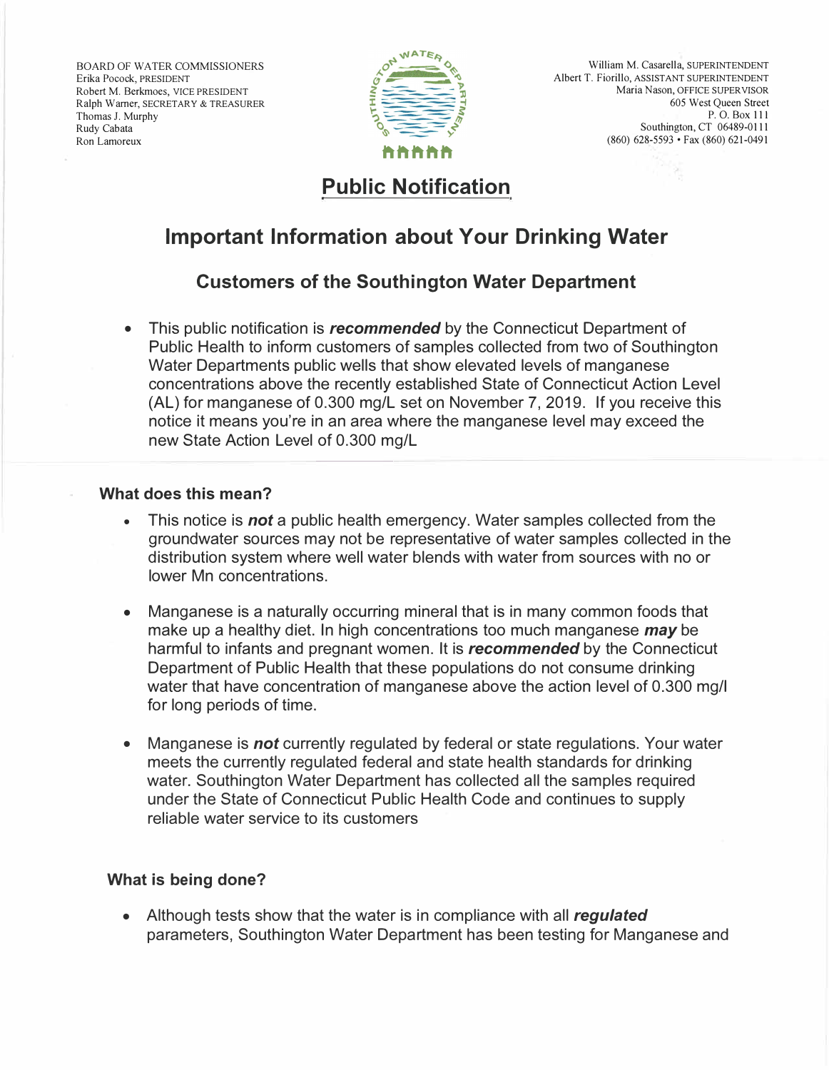BOARD OF WATER COMMISSIONERS
Erika Pocock, PRESIDENT
Robert M. Berkmoes, VICE PRESIDENT
Ralph Warner, SECRETARY & TREASURER
Thomas J. Murphy
Rudy Cabata
Ron Lamoreux

William M. Casarella, SUPERINTENDENT
Albert T. Fiorillo, ASSISTANT SUPERINTENDENT
Maria Nason, OFFICE SUPERVISOR
605 West Queen Street
P. O. Box 111
Southington, CT 06489-0111
(860) 628-5593 • Fax (860) 621-0491

# Public Notification

## Important Information about Your Drinking Water

### Customers of the Southington Water Department

- This public notification is ***recommended*** by the Connecticut Department of Public Health to inform customers of samples collected from two of Southington Water Departments public wells that show elevated levels of manganese concentrations above the recently established State of Connecticut Action Level (AL) for manganese of 0.300 mg/L set on November 7, 2019. If you receive this notice it means you're in an area where the manganese level may exceed the new State Action Level of 0.300 mg/L

### What does this mean?

- This notice is ***not*** a public health emergency. Water samples collected from the groundwater sources may not be representative of water samples collected in the distribution system where well water blends with water from sources with no or lower Mn concentrations.

- Manganese is a naturally occurring mineral that is in many common foods that make up a healthy diet. In high concentrations too much manganese ***may*** be harmful to infants and pregnant women. It is ***recommended*** by the Connecticut Department of Public Health that these populations do not consume drinking water that have concentration of manganese above the action level of 0.300 mg/l for long periods of time.

- Manganese is ***not*** currently regulated by federal or state regulations. Your water meets the currently regulated federal and state health standards for drinking water. Southington Water Department has collected all the samples required under the State of Connecticut Public Health Code and continues to supply reliable water service to its customers

### What is being done?

- Although tests show that the water is in compliance with all ***regulated*** parameters, Southington Water Department has been testing for Manganese and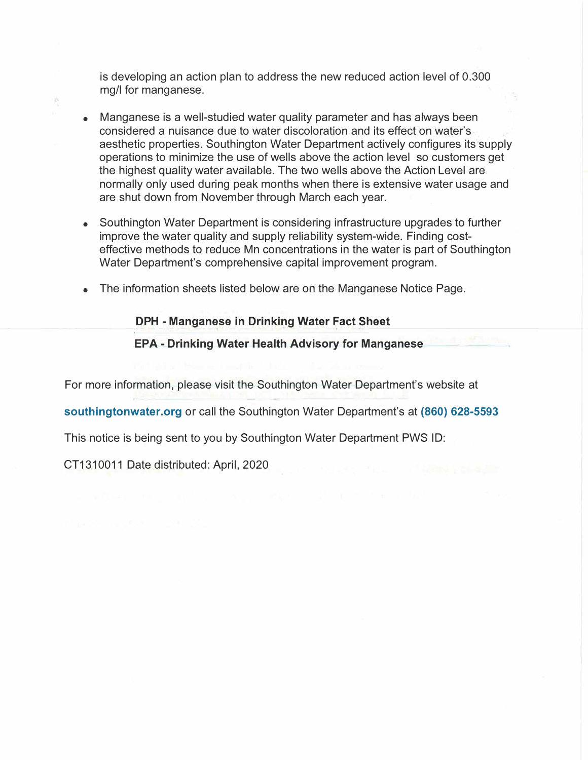is developing an action plan to address the new reduced action level of 0.300 mg/l for manganese.

- Manganese is a well-studied water quality parameter and has always been considered a nuisance due to water discoloration and its effect on water's aesthetic properties. Southington Water Department actively configures its supply operations to minimize the use of wells above the action level so customers get the highest quality water available. The two wells above the Action Level are normally only used during peak months when there is extensive water usage and are shut down from November through March each year.

- Southington Water Department is considering infrastructure upgrades to further improve the water quality and supply reliability system-wide. Finding cost-effective methods to reduce Mn concentrations in the water is part of Southington Water Department's comprehensive capital improvement program.

- The information sheets listed below are on the Manganese Notice Page.

**DPH - Manganese in Drinking Water Fact Sheet**

**EPA - Drinking Water Health Advisory for Manganese**

For more information, please visit the Southington Water Department's website at

**southingtonwater.org** or call the Southington Water Department's at **(860) 628-5593**

This notice is being sent to you by Southington Water Department PWS ID:

CT1310011 Date distributed: April, 2020